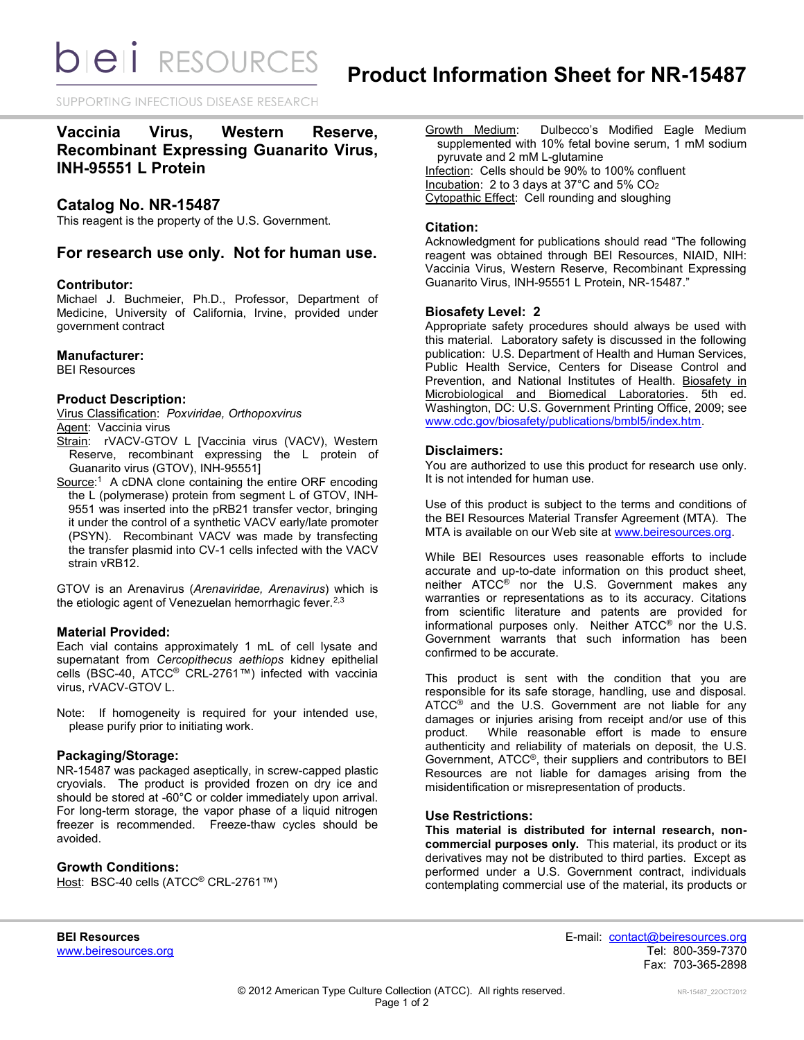# Product Information Sheet for NR-15487

## Vaccinia Virus, Western Reserve, Recombinant Expressing Guanarito Virus, INH-95551 L Protein

## Catalog No. NR-15487

This reagent is the property of the U.S. Government.

## For research use only. Not for human use.

### Contributor:

Michael J. Buchmeier, Ph.D., Professor, Department of Medicine, University of California, Irvine, provided under government contract

### Manufacturer:

BEI Resources

### Product Description:

Virus Classification: *Poxviridae, Orthopoxvirus*

Agent: Vaccinia virus

Strain: rVACV-GTOV L [Vaccinia virus (VACV), Western Reserve, recombinant expressing the L protein of Guanarito virus (GTOV), INH-95551]

Source:[1] A cDNA clone containing the entire ORF encoding the L (polymerase) protein from segment L of GTOV, INH-9551 was inserted into the pRB21 transfer vector, bringing it under the control of a synthetic VACV early/late promoter (PSYN). Recombinant VACV was made by transfecting the transfer plasmid into CV-1 cells infected with the VACV strain vRB12.

GTOV is an Arenavirus (*Arenaviridae, Arenavirus*) which is the etiologic agent of Venezuelan hemorrhagic fever.[2,3]

### Material Provided:

Each vial contains approximately 1 mL of cell lysate and supernatant from *Cercopithecus aethiops* kidney epithelial cells (BSC-40, ATCC® CRL-2761™) infected with vaccinia virus, rVACV-GTOV L.

Note: If homogeneity is required for your intended use, please purify prior to initiating work.

### Packaging/Storage:

NR-15487 was packaged aseptically, in screw-capped plastic cryovials. The product is provided frozen on dry ice and should be stored at -60°C or colder immediately upon arrival. For long-term storage, the vapor phase of a liquid nitrogen freezer is recommended. Freeze-thaw cycles should be avoided.

### Growth Conditions:

Host: BSC-40 cells (ATCC® CRL-2761™)

Growth Medium: Dulbecco's Modified Eagle Medium supplemented with 10% fetal bovine serum, 1 mM sodium pyruvate and 2 mM L-glutamine

Infection: Cells should be 90% to 100% confluent

Incubation: 2 to 3 days at 37°C and 5% $CO_2$

Cytopathic Effect: Cell rounding and sloughing

### Citation:

Acknowledgment for publications should read "The following reagent was obtained through BEI Resources, NIAID, NIH: Vaccinia Virus, Western Reserve, Recombinant Expressing Guanarito Virus, INH-95551 L Protein, NR-15487."

### Biosafety Level: 2

Appropriate safety procedures should always be used with this material. Laboratory safety is discussed in the following publication: U.S. Department of Health and Human Services, Public Health Service, Centers for Disease Control and Prevention, and National Institutes of Health. Biosafety in Microbiological and Biomedical Laboratories. 5th ed. Washington, DC: U.S. Government Printing Office, 2009; see www.cdc.gov/biosafety/publications/bmbl5/index.htm.

### Disclaimers:

You are authorized to use this product for research use only. It is not intended for human use.

Use of this product is subject to the terms and conditions of the BEI Resources Material Transfer Agreement (MTA). The MTA is available on our Web site at www.beiresources.org.

While BEI Resources uses reasonable efforts to include accurate and up-to-date information on this product sheet, neither ATCC® nor the U.S. Government makes any warranties or representations as to its accuracy. Citations from scientific literature and patents are provided for informational purposes only. Neither ATCC® nor the U.S. Government warrants that such information has been confirmed to be accurate.

This product is sent with the condition that you are responsible for its safe storage, handling, use and disposal. ATCC® and the U.S. Government are not liable for any damages or injuries arising from receipt and/or use of this product. While reasonable effort is made to ensure authenticity and reliability of materials on deposit, the U.S. Government, ATCC®, their suppliers and contributors to BEI Resources are not liable for damages arising from the misidentification or misrepresentation of products.

### Use Restrictions:

**This material is distributed for internal research, non-commercial purposes only.** This material, its product or its derivatives may not be distributed to third parties. Except as performed under a U.S. Government contract, individuals contemplating commercial use of the material, its products or

**BEI Resources**
www.beiresources.org

E-mail: contact@beiresources.org
Tel: 800-359-7370
Fax: 703-365-2898

© 2012 American Type Culture Collection (ATCC). All rights reserved.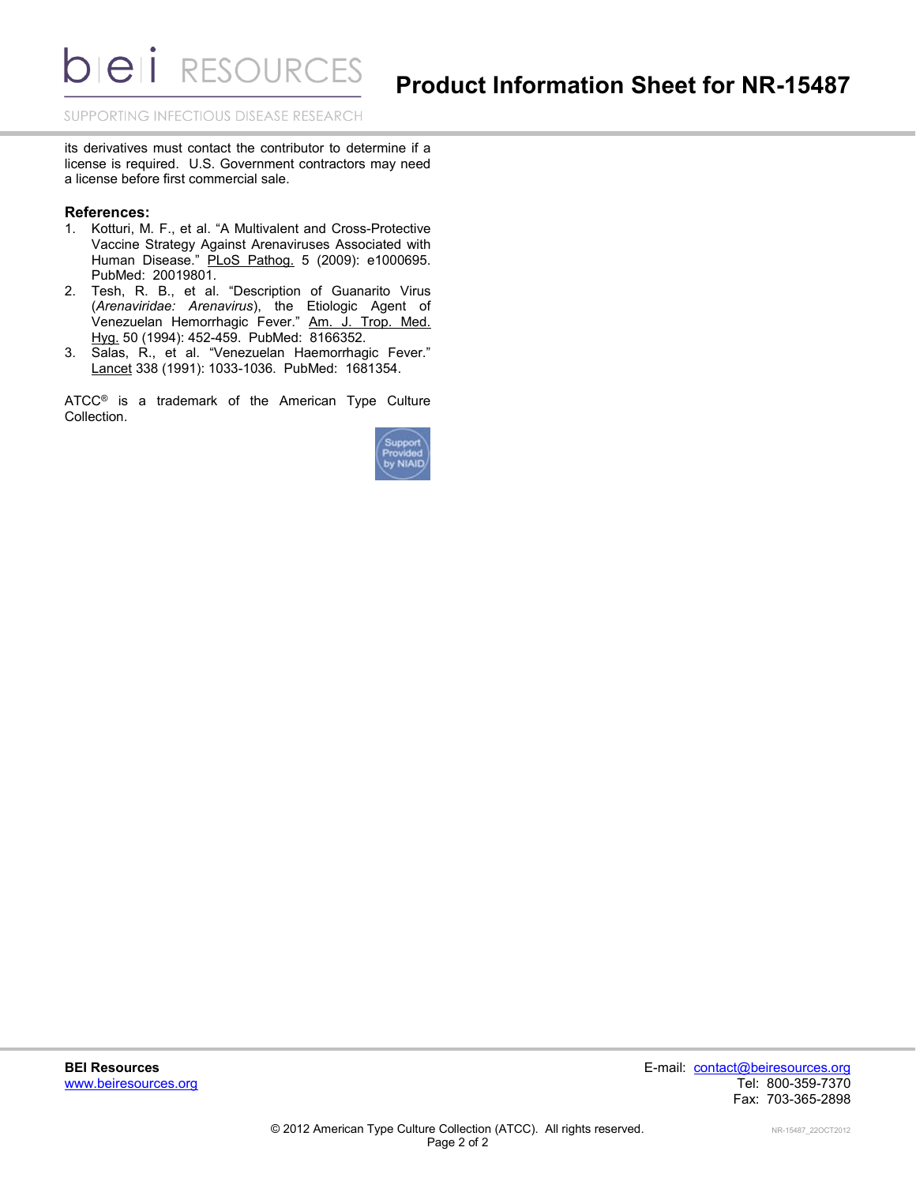its derivatives must contact the contributor to determine if a license is required. U.S. Government contractors may need a license before first commercial sale.

**References:**

1. Kotturi, M. F., et al. "A Multivalent and Cross-Protective Vaccine Strategy Against Arenaviruses Associated with Human Disease." PLoS Pathog. 5 (2009): e1000695. PubMed: 20019801.
2. Tesh, R. B., et al. "Description of Guanarito Virus (*Arenaviridae: Arenavirus*), the Etiologic Agent of Venezuelan Hemorrhagic Fever." Am. J. Trop. Med. Hyg. 50 (1994): 452-459. PubMed: 8166352.
3. Salas, R., et al. "Venezuelan Haemorrhagic Fever." Lancet 338 (1991): 1033-1036. PubMed: 1681354.

ATCC® is a trademark of the American Type Culture Collection.